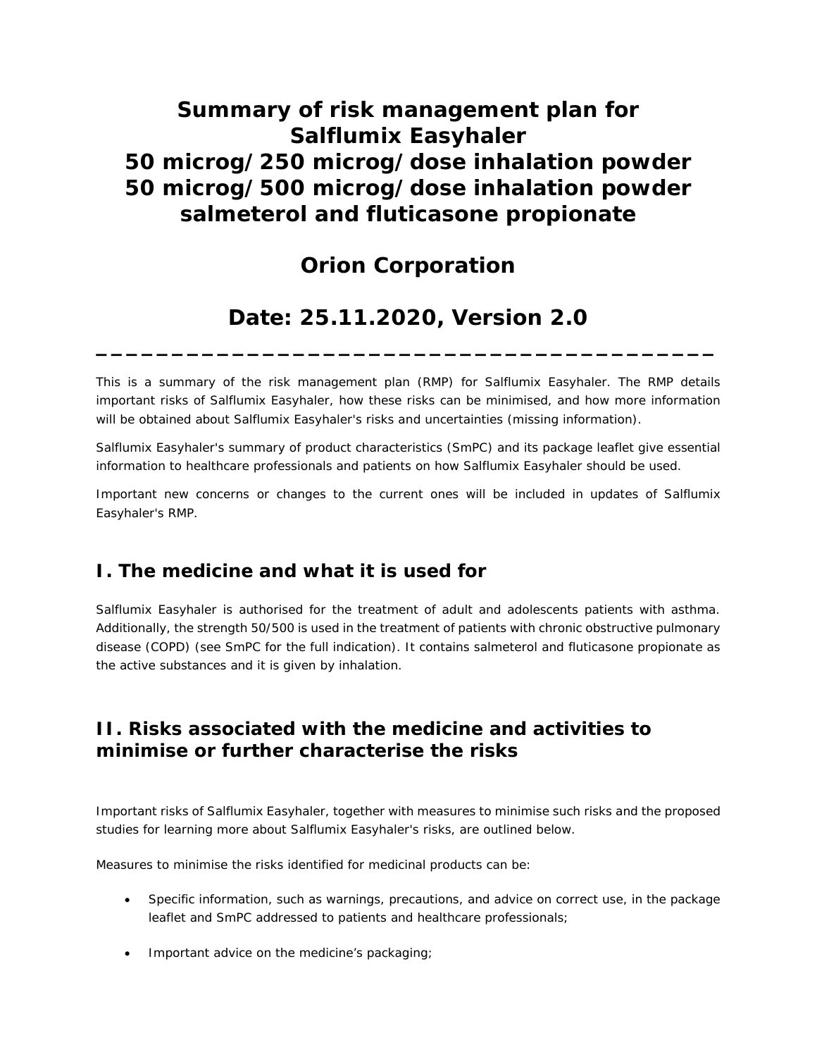# Summary of risk management plan for Salflumix Easyhaler
# 50 microg/250 microg/dose inhalation powder
# 50 microg/500 microg/dose inhalation powder
# salmeterol and fluticasone propionate

# Orion Corporation

# Date: 25.11.2020, Version 2.0

---

This is a summary of the risk management plan (RMP) for Salflumix Easyhaler. The RMP details important risks of Salflumix Easyhaler, how these risks can be minimised, and how more information will be obtained about Salflumix Easyhaler's risks and uncertainties (missing information).

Salflumix Easyhaler's summary of product characteristics (SmPC) and its package leaflet give essential information to healthcare professionals and patients on how Salflumix Easyhaler should be used.

Important new concerns or changes to the current ones will be included in updates of Salflumix Easyhaler's RMP.

## I. The medicine and what it is used for

Salflumix Easyhaler is authorised for the treatment of adult and adolescents patients with asthma. Additionally, the strength 50/500 is used in the treatment of patients with chronic obstructive pulmonary disease (COPD) (see SmPC for the full indication). It contains salmeterol and fluticasone propionate as the active substances and it is given by inhalation.

## II. Risks associated with the medicine and activities to minimise or further characterise the risks

Important risks of Salflumix Easyhaler, together with measures to minimise such risks and the proposed studies for learning more about Salflumix Easyhaler's risks, are outlined below.

Measures to minimise the risks identified for medicinal products can be:

- Specific information, such as warnings, precautions, and advice on correct use, in the package leaflet and SmPC addressed to patients and healthcare professionals;
- Important advice on the medicine's packaging;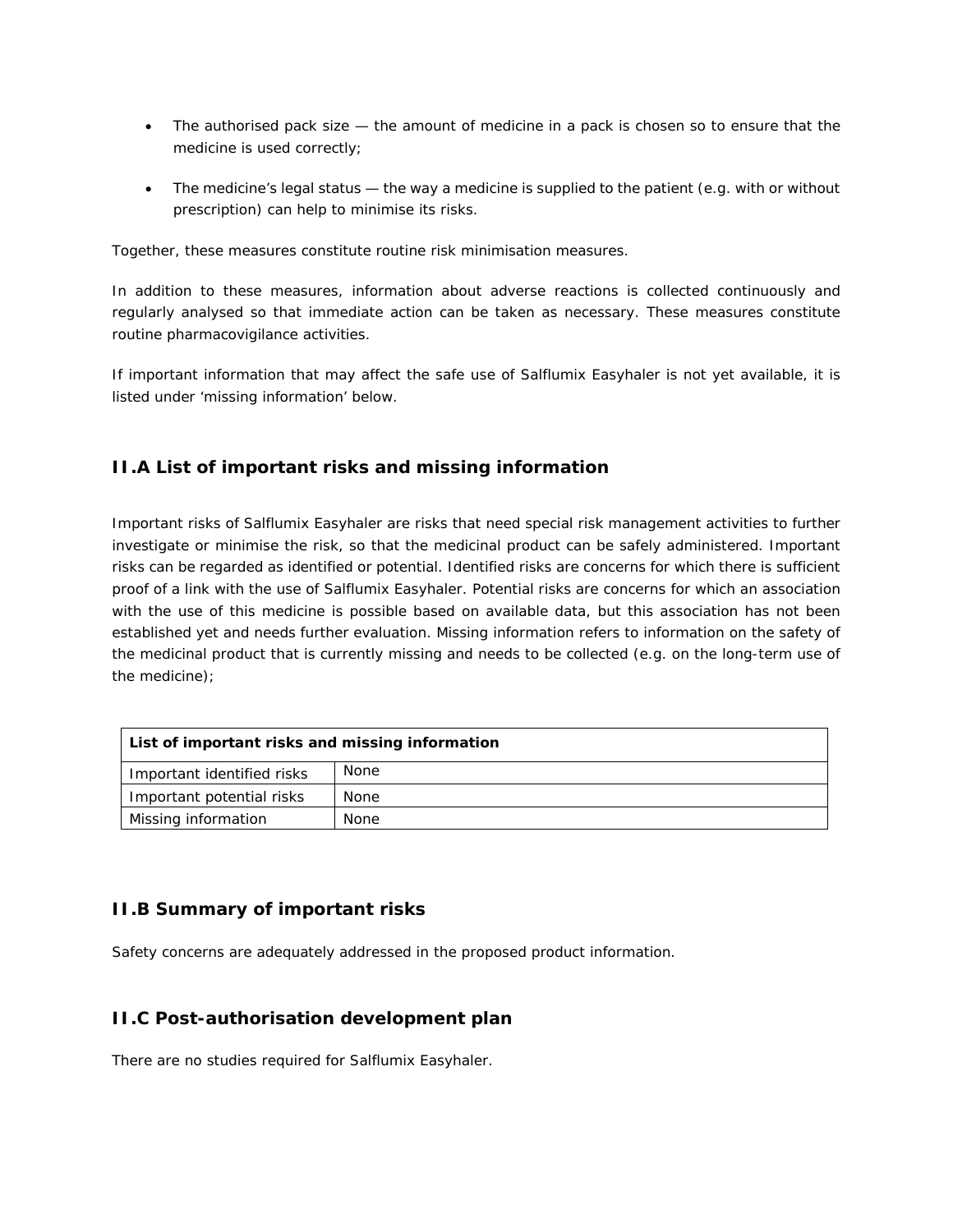- The authorised pack size — the amount of medicine in a pack is chosen so to ensure that the medicine is used correctly;

- The medicine's legal status — the way a medicine is supplied to the patient (e.g. with or without prescription) can help to minimise its risks.

Together, these measures constitute routine risk minimisation measures.

In addition to these measures, information about adverse reactions is collected continuously and regularly analysed so that immediate action can be taken as necessary. These measures constitute routine pharmacovigilance activities.

If important information that may affect the safe use of Salflumix Easyhaler is not yet available, it is listed under 'missing information' below.

## II.A List of important risks and missing information

Important risks of Salflumix Easyhaler are risks that need special risk management activities to further investigate or minimise the risk, so that the medicinal product can be safely administered. Important risks can be regarded as identified or potential. Identified risks are concerns for which there is sufficient proof of a link with the use of Salflumix Easyhaler. Potential risks are concerns for which an association with the use of this medicine is possible based on available data, but this association has not been established yet and needs further evaluation. Missing information refers to information on the safety of the medicinal product that is currently missing and needs to be collected (e.g. on the long-term use of the medicine);

| **List of important risks and missing information** | |
|---|---|
| Important identified risks | None |
| Important potential risks | None |
| Missing information | None |

## II.B Summary of important risks

Safety concerns are adequately addressed in the proposed product information.

## II.C Post-authorisation development plan

There are no studies required for Salflumix Easyhaler.